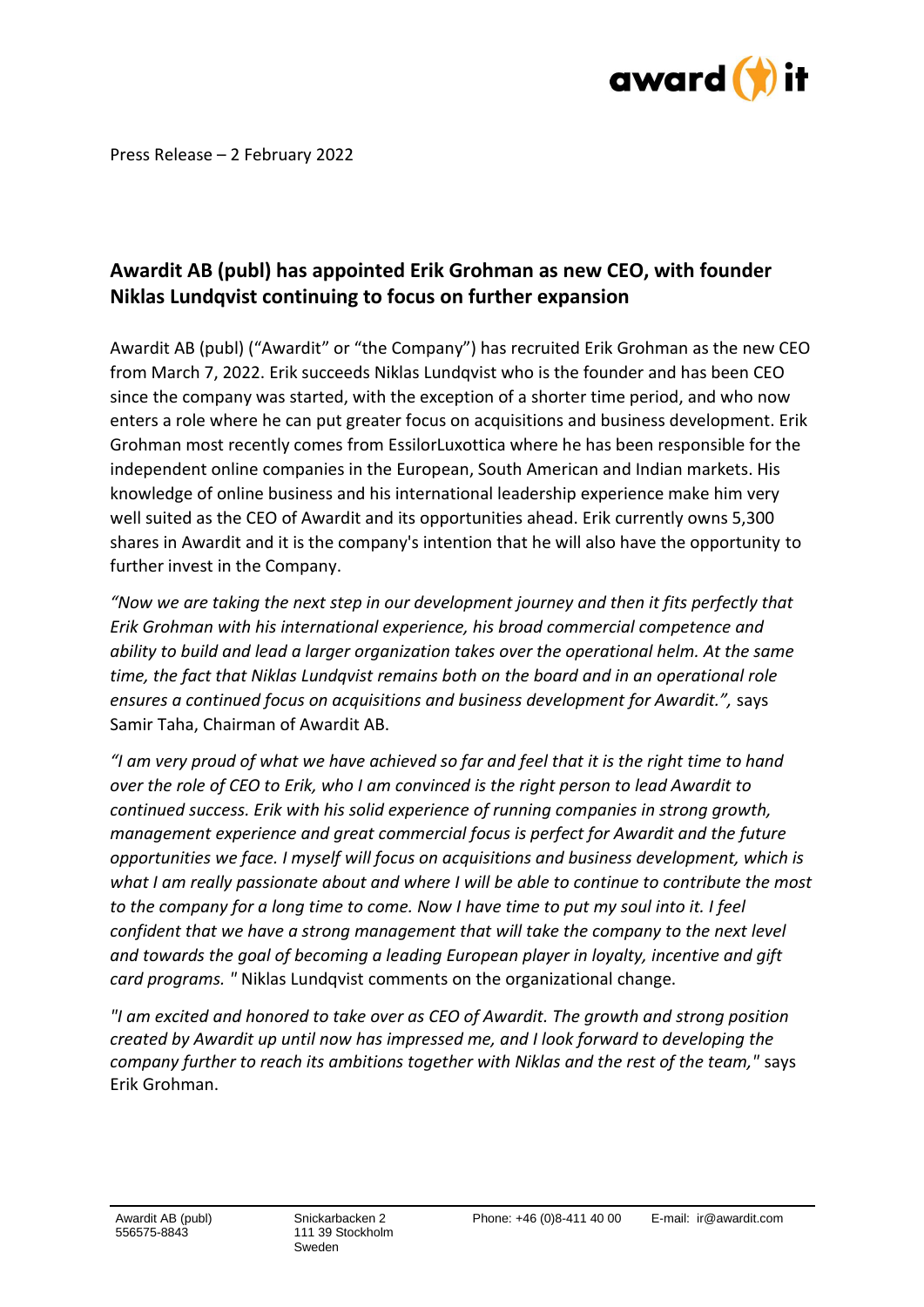Press Release – 2 February 2022

## Awardit AB (publ) has appointed Erik Grohman as new CEO, with founder Niklas Lundqvist continuing to focus on further expansion

Awardit AB (publ) ("Awardit" or "the Company") has recruited Erik Grohman as the new CEO from March 7, 2022. Erik succeeds Niklas Lundqvist who is the founder and has been CEO since the company was started, with the exception of a shorter time period, and who now enters a role where he can put greater focus on acquisitions and business development. Erik Grohman most recently comes from EssilorLuxottica where he has been responsible for the independent online companies in the European, South American and Indian markets. His knowledge of online business and his international leadership experience make him very well suited as the CEO of Awardit and its opportunities ahead. Erik currently owns 5,300 shares in Awardit and it is the company's intention that he will also have the opportunity to further invest in the Company.

*"Now we are taking the next step in our development journey and then it fits perfectly that Erik Grohman with his international experience, his broad commercial competence and ability to build and lead a larger organization takes over the operational helm. At the same time, the fact that Niklas Lundqvist remains both on the board and in an operational role ensures a continued focus on acquisitions and business development for Awardit.",* says Samir Taha, Chairman of Awardit AB.

*"I am very proud of what we have achieved so far and feel that it is the right time to hand over the role of CEO to Erik, who I am convinced is the right person to lead Awardit to continued success. Erik with his solid experience of running companies in strong growth, management experience and great commercial focus is perfect for Awardit and the future opportunities we face. I myself will focus on acquisitions and business development, which is what I am really passionate about and where I will be able to continue to contribute the most to the company for a long time to come. Now I have time to put my soul into it. I feel confident that we have a strong management that will take the company to the next level and towards the goal of becoming a leading European player in loyalty, incentive and gift card programs. "* Niklas Lundqvist comments on the organizational change.

*"I am excited and honored to take over as CEO of Awardit. The growth and strong position created by Awardit up until now has impressed me, and I look forward to developing the company further to reach its ambitions together with Niklas and the rest of the team,"* says Erik Grohman.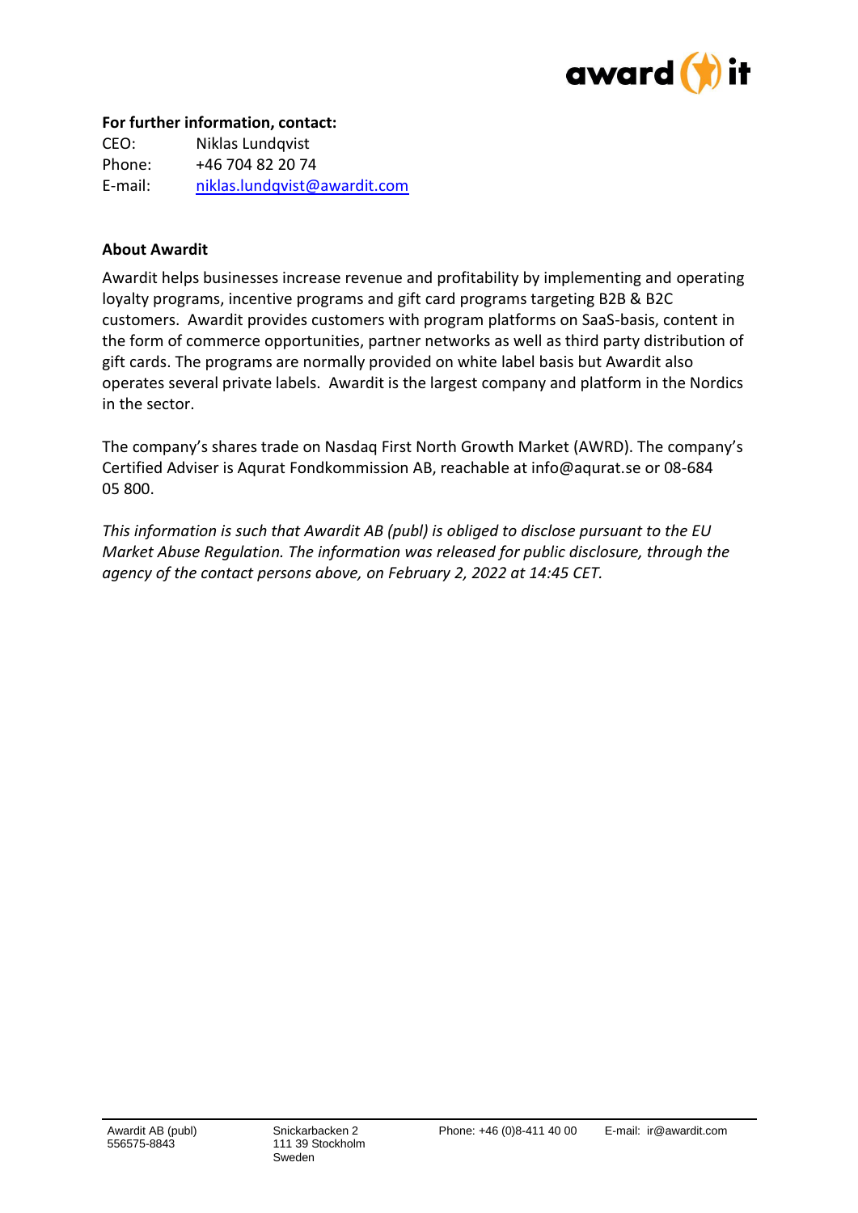**For further information, contact:**

CEO: Niklas Lundqvist
Phone: +46 704 82 20 74
E-mail: niklas.lundqvist@awardit.com

**About Awardit**

Awardit helps businesses increase revenue and profitability by implementing and operating loyalty programs, incentive programs and gift card programs targeting B2B & B2C customers. Awardit provides customers with program platforms on SaaS-basis, content in the form of commerce opportunities, partner networks as well as third party distribution of gift cards. The programs are normally provided on white label basis but Awardit also operates several private labels. Awardit is the largest company and platform in the Nordics in the sector.

The company's shares trade on Nasdaq First North Growth Market (AWRD). The company's Certified Adviser is Aqurat Fondkommission AB, reachable at info@aqurat.se or 08-684 05 800.

*This information is such that Awardit AB (publ) is obliged to disclose pursuant to the EU Market Abuse Regulation. The information was released for public disclosure, through the agency of the contact persons above, on February 2, 2022 at 14:45 CET.*